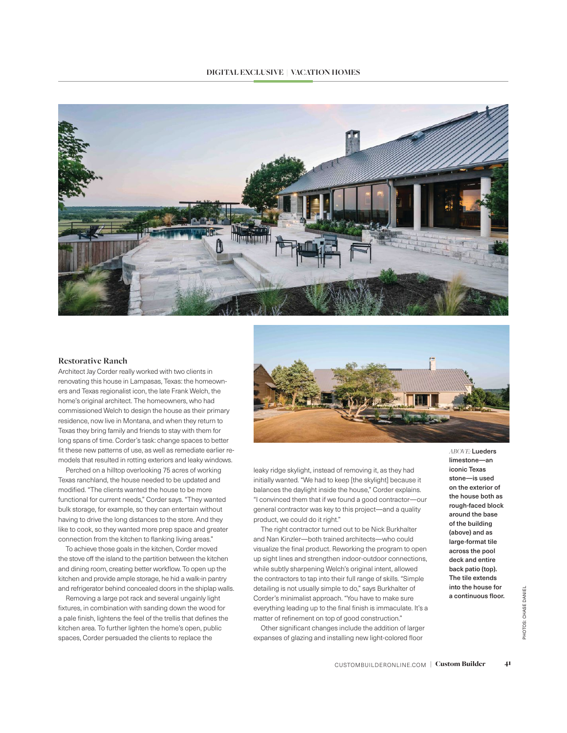## Restorative Ranch

Architect Jay Corder really worked with two clients in renovating this house in Lampasas, Texas: the homeowners and Texas regionalist icon, the late Frank Welch, the home's original architect. The homeowners, who had commissioned Welch to design the house as their primary residence, now live in Montana, and when they return to Texas they bring family and friends to stay with them for long spans of time. Corder's task: change spaces to better fit these new patterns of use, as well as remediate earlier remodels that resulted in rotting exteriors and leaky windows.

Perched on a hilltop overlooking 75 acres of working Texas ranchland, the house needed to be updated and modified. "The clients wanted the house to be more functional for current needs," Corder says. "They wanted bulk storage, for example, so they can entertain without having to drive the long distances to the store. And they like to cook, so they wanted more prep space and greater connection from the kitchen to flanking living areas."

To achieve those goals in the kitchen, Corder moved the stove off the island to the partition between the kitchen and dining room, creating better workflow. To open up the kitchen and provide ample storage, he hid a walk-in pantry and refrigerator behind concealed doors in the shiplap walls.

Removing a large pot rack and several ungainly light fixtures, in combination with sanding down the wood for a pale finish, lightens the feel of the trellis that defines the kitchen area. To further lighten the home's open, public spaces, Corder persuaded the clients to replace the leaky ridge skylight, instead of removing it, as they had initially wanted. "We had to keep [the skylight] because it balances the daylight inside the house," Corder explains. "I convinced them that if we found a good contractor—our general contractor was key to this project—and a quality product, we could do it right."

The right contractor turned out to be Nick Burkhalter and Nan Kinzler—both trained architects—who could visualize the final product. Reworking the program to open up sight lines and strengthen indoor-outdoor connections, while subtly sharpening Welch's original intent, allowed the contractors to tap into their full range of skills. "Simple detailing is not usually simple to do," says Burkhalter of Corder's minimalist approach. "You have to make sure everything leading up to the final finish is immaculate. It's a matter of refinement on top of good construction."

Other significant changes include the addition of larger expanses of glazing and installing new light-colored floor

*ABOVE:* **Lueders limestone—an iconic Texas stone—is used on the exterior of the house both as rough-faced block around the base of the building (above) and as large-format tile across the pool deck and entire back patio (top). The tile extends into the house for a continuous floor.**

PHOTOS: CHASE DANIEL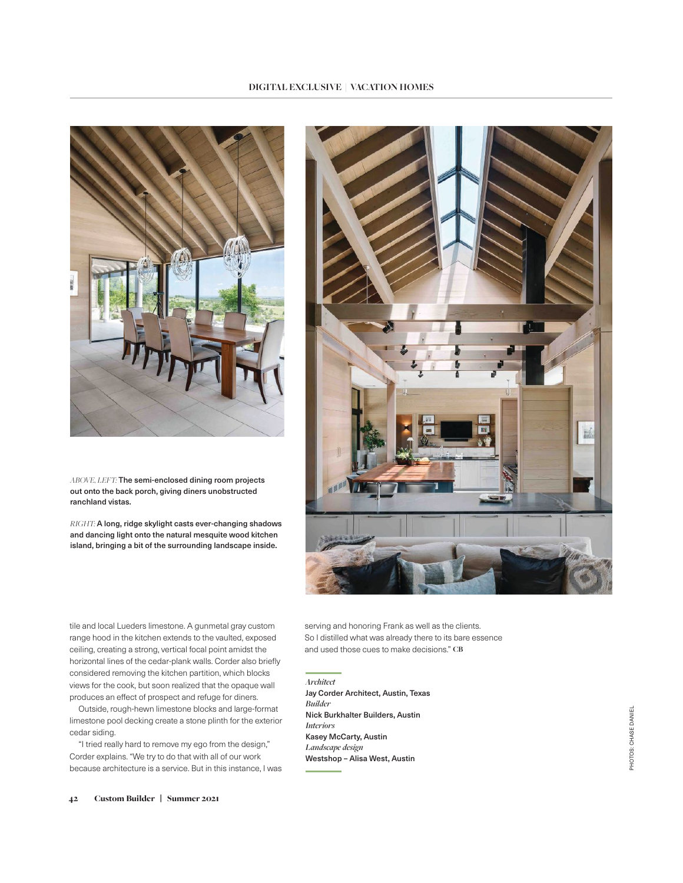*ABOVE, LEFT:* **The semi-enclosed dining room projects out onto the back porch, giving diners unobstructed ranchland vistas.**

*RIGHT:* **A long, ridge skylight casts ever-changing shadows and dancing light onto the natural mesquite wood kitchen island, bringing a bit of the surrounding landscape inside.**

tile and local Lueders limestone. A gunmetal gray custom range hood in the kitchen extends to the vaulted, exposed ceiling, creating a strong, vertical focal point amidst the horizontal lines of the cedar-plank walls. Corder also briefly considered removing the kitchen partition, which blocks views for the cook, but soon realized that the opaque wall produces an effect of prospect and refuge for diners.

Outside, rough-hewn limestone blocks and large-format limestone pool decking create a stone plinth for the exterior cedar siding.

"I tried really hard to remove my ego from the design," Corder explains. "We try to do that with all of our work because architecture is a service. But in this instance, I was serving and honoring Frank as well as the clients. So I distilled what was already there to its bare essence and used those cues to make decisions." **CB**

*Architect*
**Jay Corder Architect, Austin, Texas**
*Builder*
**Nick Burkhalter Builders, Austin**
*Interiors*
**Kasey McCarty, Austin**
*Landscape design*
**Westshop – Alisa West, Austin**

PHOTOS: CHASE DANIEL